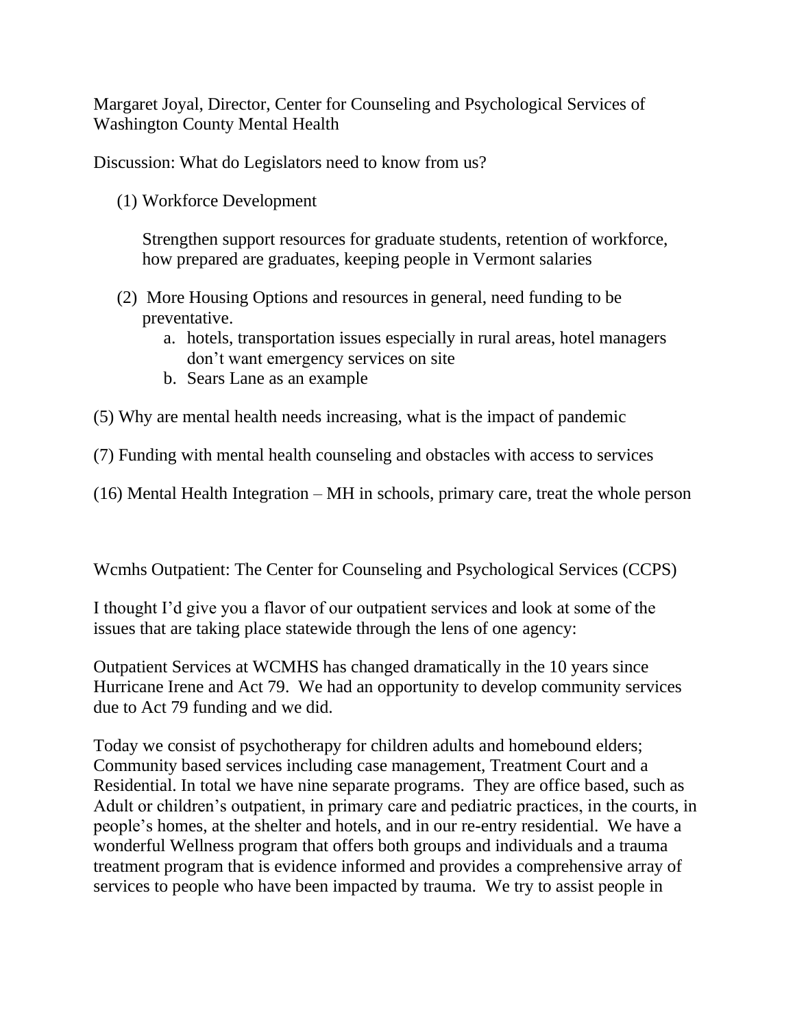Margaret Joyal, Director, Center for Counseling and Psychological Services of Washington County Mental Health

Discussion: What do Legislators need to know from us?

(1) Workforce Development

    Strengthen support resources for graduate students, retention of workforce, how prepared are graduates, keeping people in Vermont salaries

(2) More Housing Options and resources in general, need funding to be preventative.
    a. hotels, transportation issues especially in rural areas, hotel managers don't want emergency services on site
    b. Sears Lane as an example

(5) Why are mental health needs increasing, what is the impact of pandemic

(7) Funding with mental health counseling and obstacles with access to services

(16) Mental Health Integration – MH in schools, primary care, treat the whole person

Wcmhs Outpatient: The Center for Counseling and Psychological Services (CCPS)

I thought I'd give you a flavor of our outpatient services and look at some of the issues that are taking place statewide through the lens of one agency:

Outpatient Services at WCMHS has changed dramatically in the 10 years since Hurricane Irene and Act 79. We had an opportunity to develop community services due to Act 79 funding and we did.

Today we consist of psychotherapy for children adults and homebound elders; Community based services including case management, Treatment Court and a Residential. In total we have nine separate programs. They are office based, such as Adult or children's outpatient, in primary care and pediatric practices, in the courts, in people's homes, at the shelter and hotels, and in our re-entry residential. We have a wonderful Wellness program that offers both groups and individuals and a trauma treatment program that is evidence informed and provides a comprehensive array of services to people who have been impacted by trauma. We try to assist people in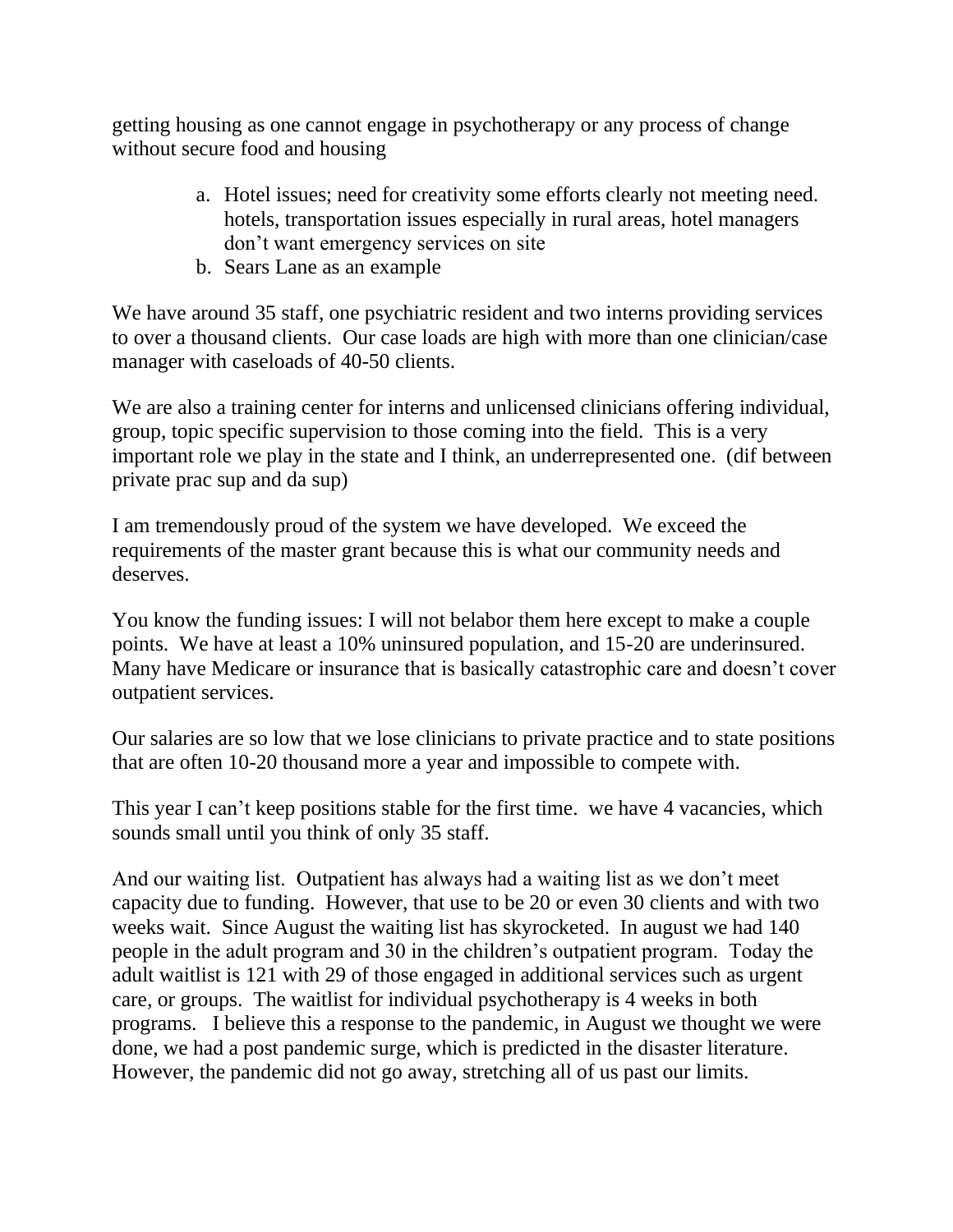getting housing as one cannot engage in psychotherapy or any process of change without secure food and housing

a. Hotel issues; need for creativity some efforts clearly not meeting need. hotels, transportation issues especially in rural areas, hotel managers don't want emergency services on site
b. Sears Lane as an example

We have around 35 staff, one psychiatric resident and two interns providing services to over a thousand clients. Our case loads are high with more than one clinician/case manager with caseloads of 40-50 clients.

We are also a training center for interns and unlicensed clinicians offering individual, group, topic specific supervision to those coming into the field. This is a very important role we play in the state and I think, an underrepresented one. (dif between private prac sup and da sup)

I am tremendously proud of the system we have developed. We exceed the requirements of the master grant because this is what our community needs and deserves.

You know the funding issues: I will not belabor them here except to make a couple points. We have at least a 10% uninsured population, and 15-20 are underinsured. Many have Medicare or insurance that is basically catastrophic care and doesn't cover outpatient services.

Our salaries are so low that we lose clinicians to private practice and to state positions that are often 10-20 thousand more a year and impossible to compete with.

This year I can't keep positions stable for the first time. we have 4 vacancies, which sounds small until you think of only 35 staff.

And our waiting list. Outpatient has always had a waiting list as we don't meet capacity due to funding. However, that use to be 20 or even 30 clients and with two weeks wait. Since August the waiting list has skyrocketed. In august we had 140 people in the adult program and 30 in the children's outpatient program. Today the adult waitlist is 121 with 29 of those engaged in additional services such as urgent care, or groups. The waitlist for individual psychotherapy is 4 weeks in both programs. I believe this a response to the pandemic, in August we thought we were done, we had a post pandemic surge, which is predicted in the disaster literature. However, the pandemic did not go away, stretching all of us past our limits.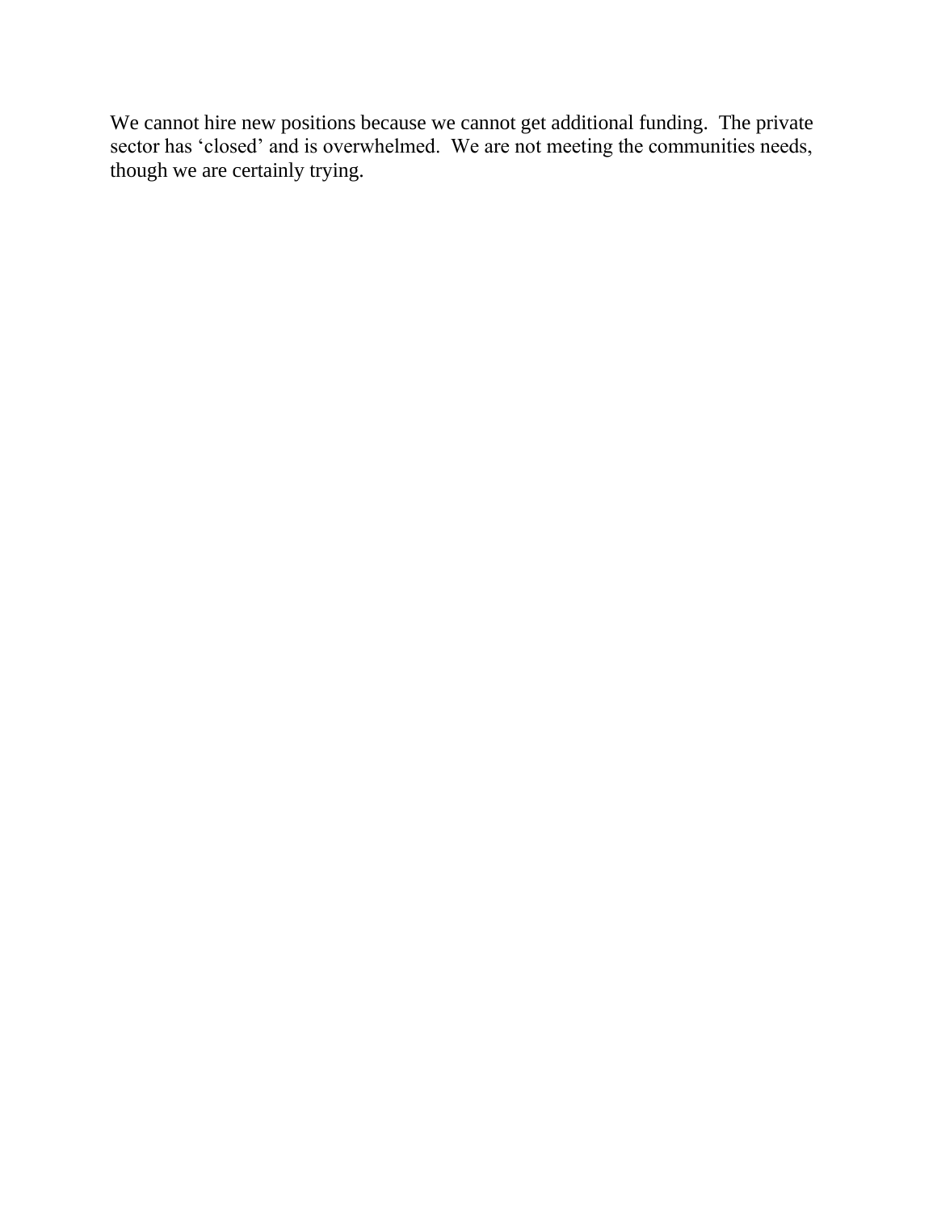We cannot hire new positions because we cannot get additional funding. The private sector has 'closed' and is overwhelmed. We are not meeting the communities needs, though we are certainly trying.